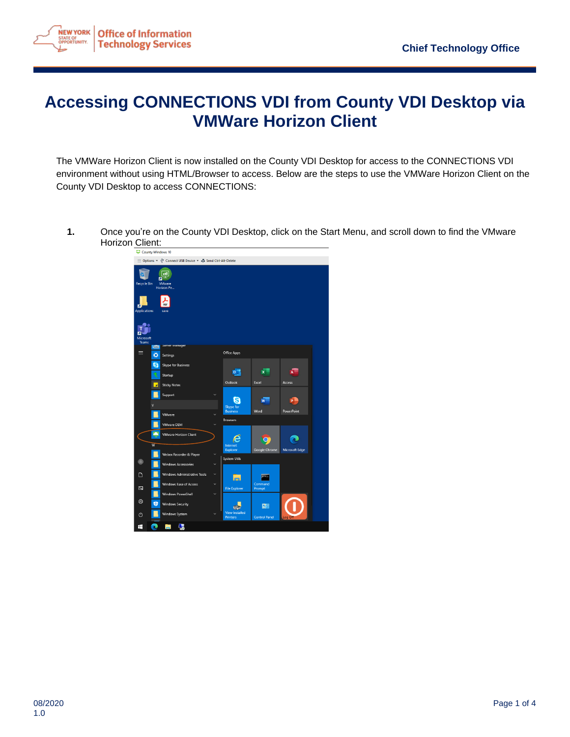# Accessing CONNECTIONS VDI from County VDI Desktop via VMWare Horizon Client

The VMWare Horizon Client is now installed on the County VDI Desktop for access to the CONNECTIONS VDI environment without using HTML/Browser to access. Below are the steps to use the VMWare Horizon Client on the County VDI Desktop to access CONNECTIONS:

1. Once you're on the County VDI Desktop, click on the Start Menu, and scroll down to find the VMware Horizon Client: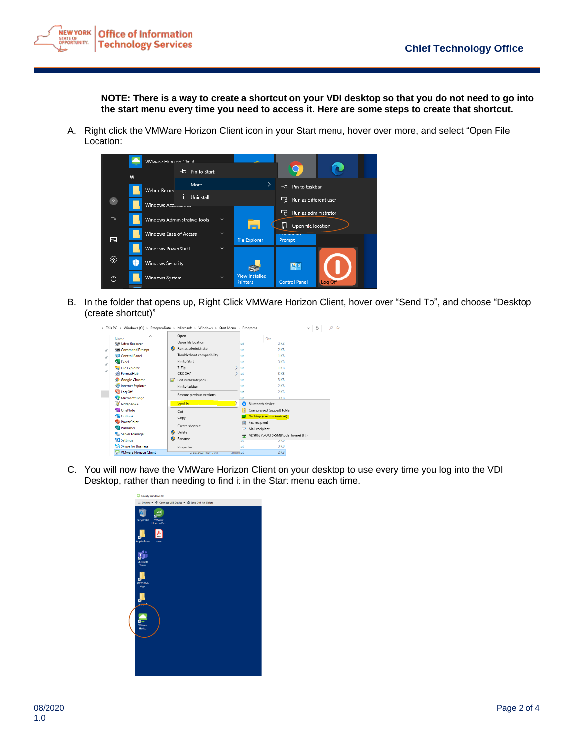**NOTE: There is a way to create a shortcut on your VDI desktop so that you do not need to go into the start menu every time you need to access it. Here are some steps to create that shortcut.**

A. Right click the VMWare Horizon Client icon in your Start menu, hover over more, and select "Open File Location:

B. In the folder that opens up, Right Click VMWare Horizon Client, hover over "Send To", and choose "Desktop (create shortcut)"

C. You will now have the VMWare Horizon Client on your desktop to use every time you log into the VDI Desktop, rather than needing to find it in the Start menu each time.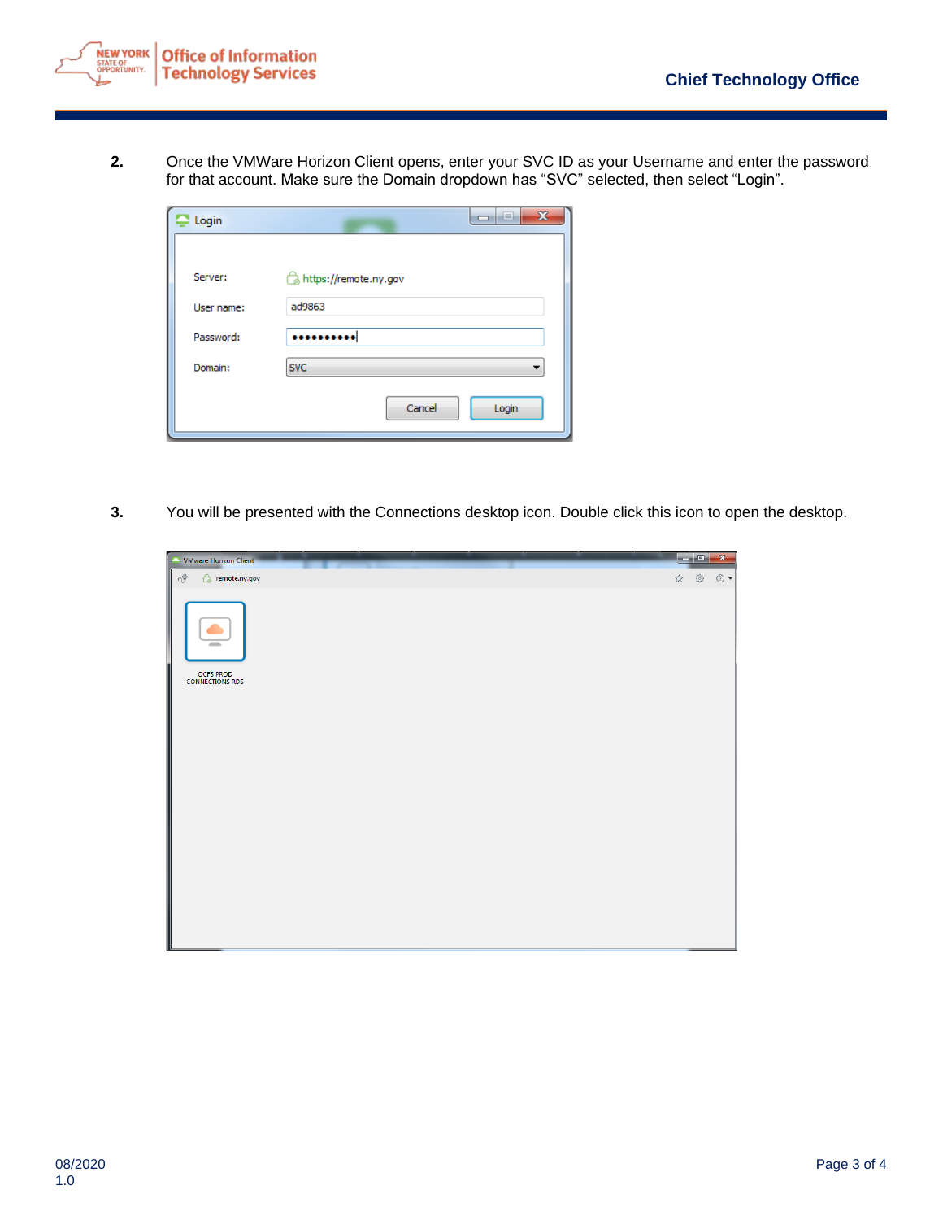2. Once the VMWare Horizon Client opens, enter your SVC ID as your Username and enter the password for that account. Make sure the Domain dropdown has "SVC" selected, then select "Login".

3. You will be presented with the Connections desktop icon. Double click this icon to open the desktop.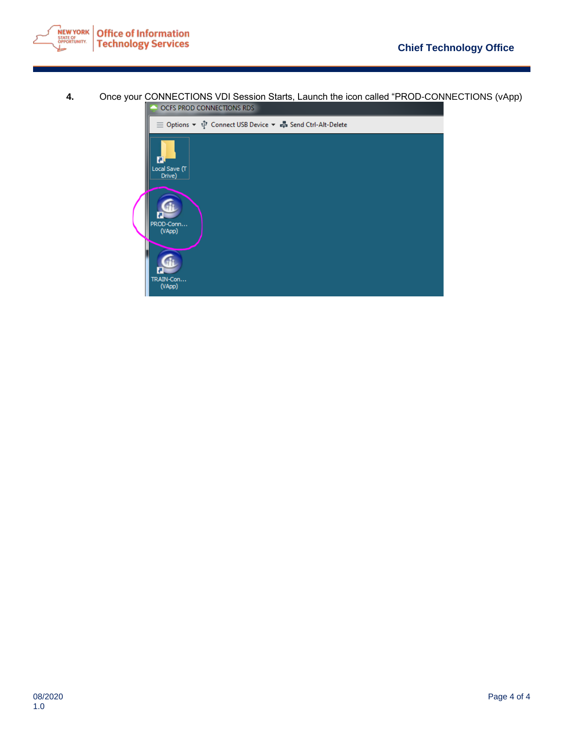4. Once your CONNECTIONS VDI Session Starts, Launch the icon called “PROD-CONNECTIONS (vApp)